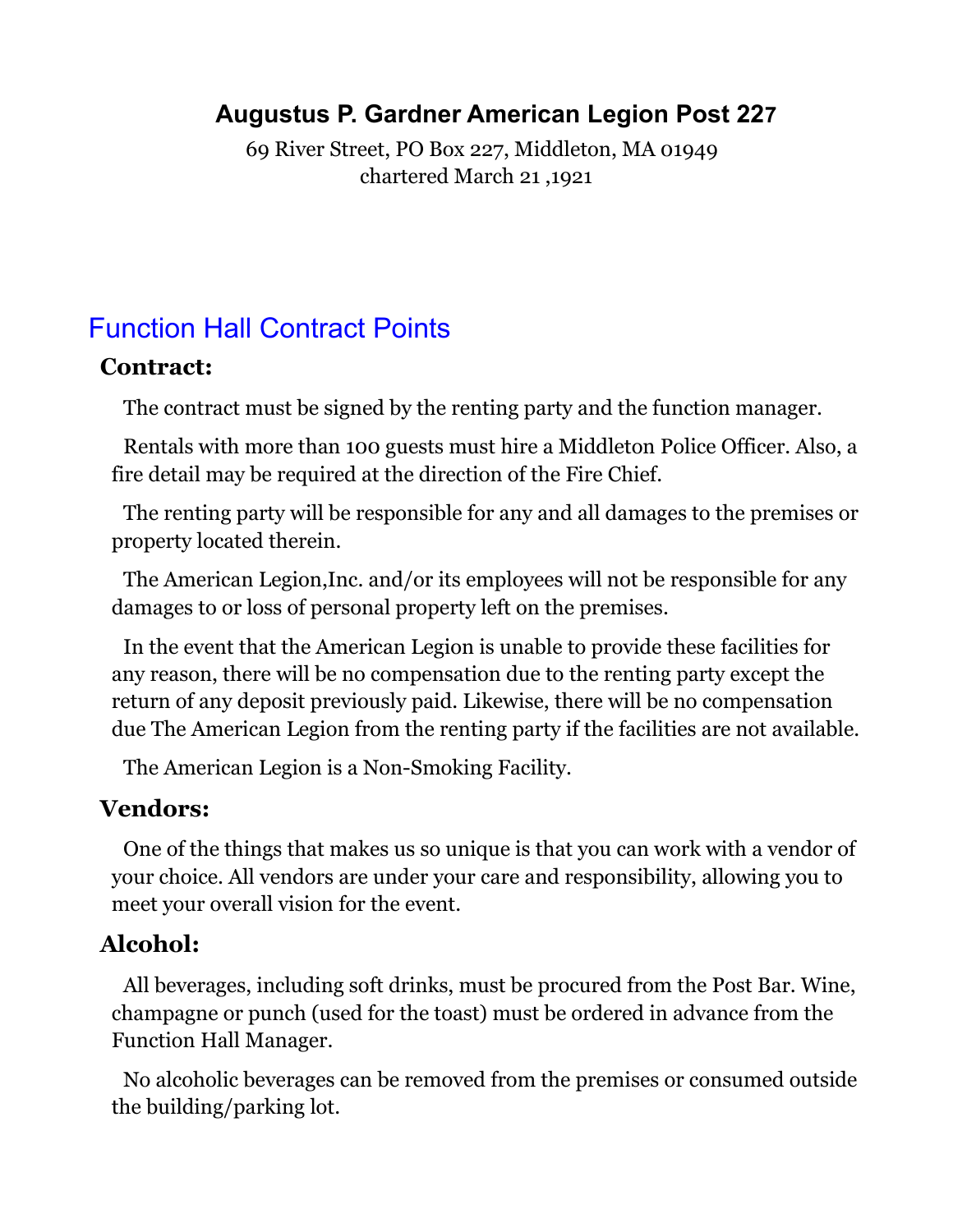# Augustus P. Gardner American Legion Post 227

69 River Street, PO Box 227, Middleton, MA 01949
chartered March 21 ,1921

## Function Hall Contract Points

### Contract:

The contract must be signed by the renting party and the function manager.

Rentals with more than 100 guests must hire a Middleton Police Officer. Also, a fire detail may be required at the direction of the Fire Chief.

The renting party will be responsible for any and all damages to the premises or property located therein.

The American Legion,Inc. and/or its employees will not be responsible for any damages to or loss of personal property left on the premises.

In the event that the American Legion is unable to provide these facilities for any reason, there will be no compensation due to the renting party except the return of any deposit previously paid. Likewise, there will be no compensation due The American Legion from the renting party if the facilities are not available.

The American Legion is a Non-Smoking Facility.

### Vendors:

One of the things that makes us so unique is that you can work with a vendor of your choice. All vendors are under your care and responsibility, allowing you to meet your overall vision for the event.

### Alcohol:

All beverages, including soft drinks, must be procured from the Post Bar. Wine, champagne or punch (used for the toast) must be ordered in advance from the Function Hall Manager.

No alcoholic beverages can be removed from the premises or consumed outside the building/parking lot.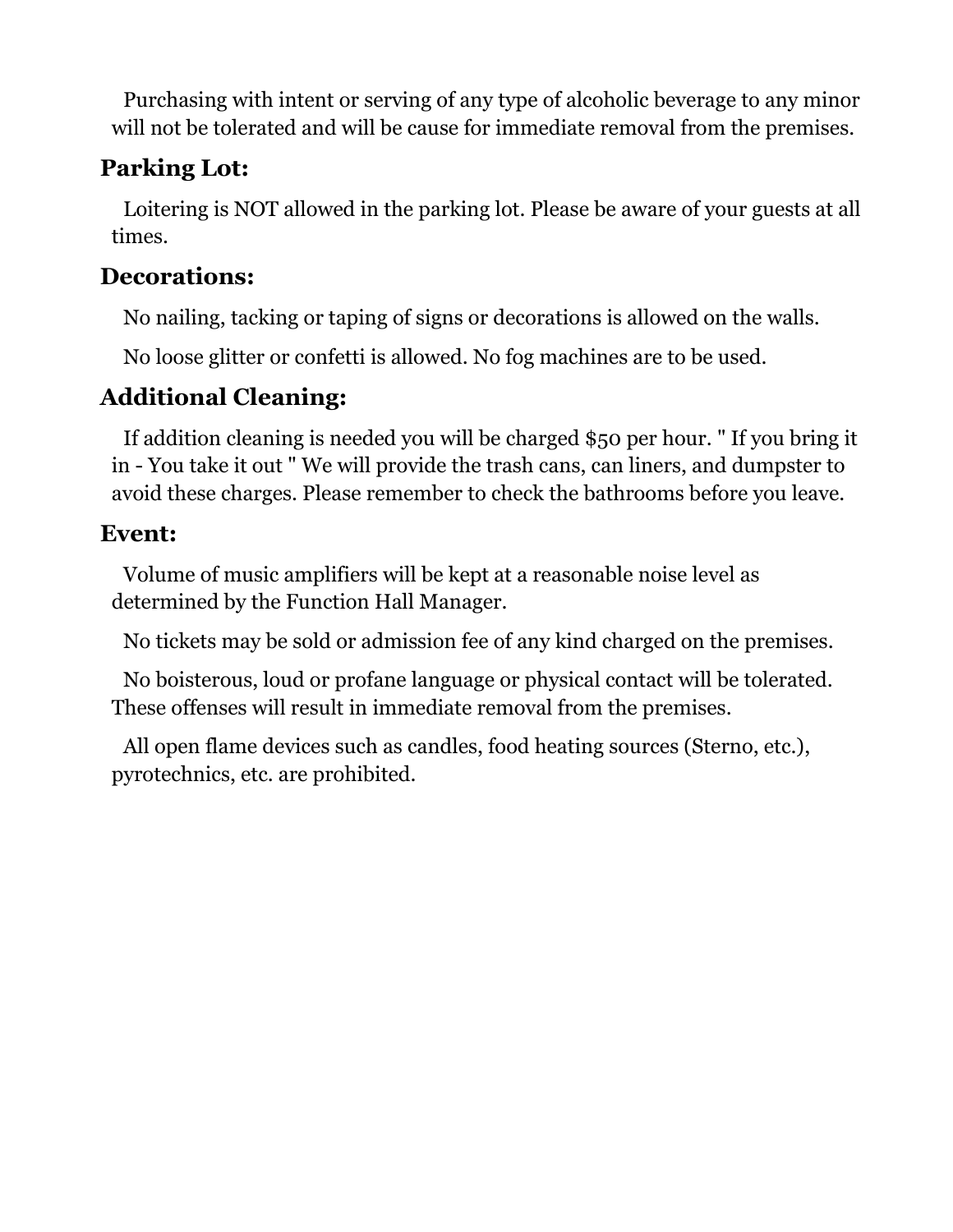Purchasing with intent or serving of any type of alcoholic beverage to any minor will not be tolerated and will be cause for immediate removal from the premises.

## Parking Lot:

Loitering is NOT allowed in the parking lot. Please be aware of your guests at all times.

## Decorations:

No nailing, tacking or taping of signs or decorations is allowed on the walls.

No loose glitter or confetti is allowed. No fog machines are to be used.

## Additional Cleaning:

If addition cleaning is needed you will be charged $50 per hour. " If you bring it in - You take it out " We will provide the trash cans, can liners, and dumpster to avoid these charges. Please remember to check the bathrooms before you leave.

## Event:

Volume of music amplifiers will be kept at a reasonable noise level as determined by the Function Hall Manager.

No tickets may be sold or admission fee of any kind charged on the premises.

No boisterous, loud or profane language or physical contact will be tolerated. These offenses will result in immediate removal from the premises.

All open flame devices such as candles, food heating sources (Sterno, etc.), pyrotechnics, etc. are prohibited.